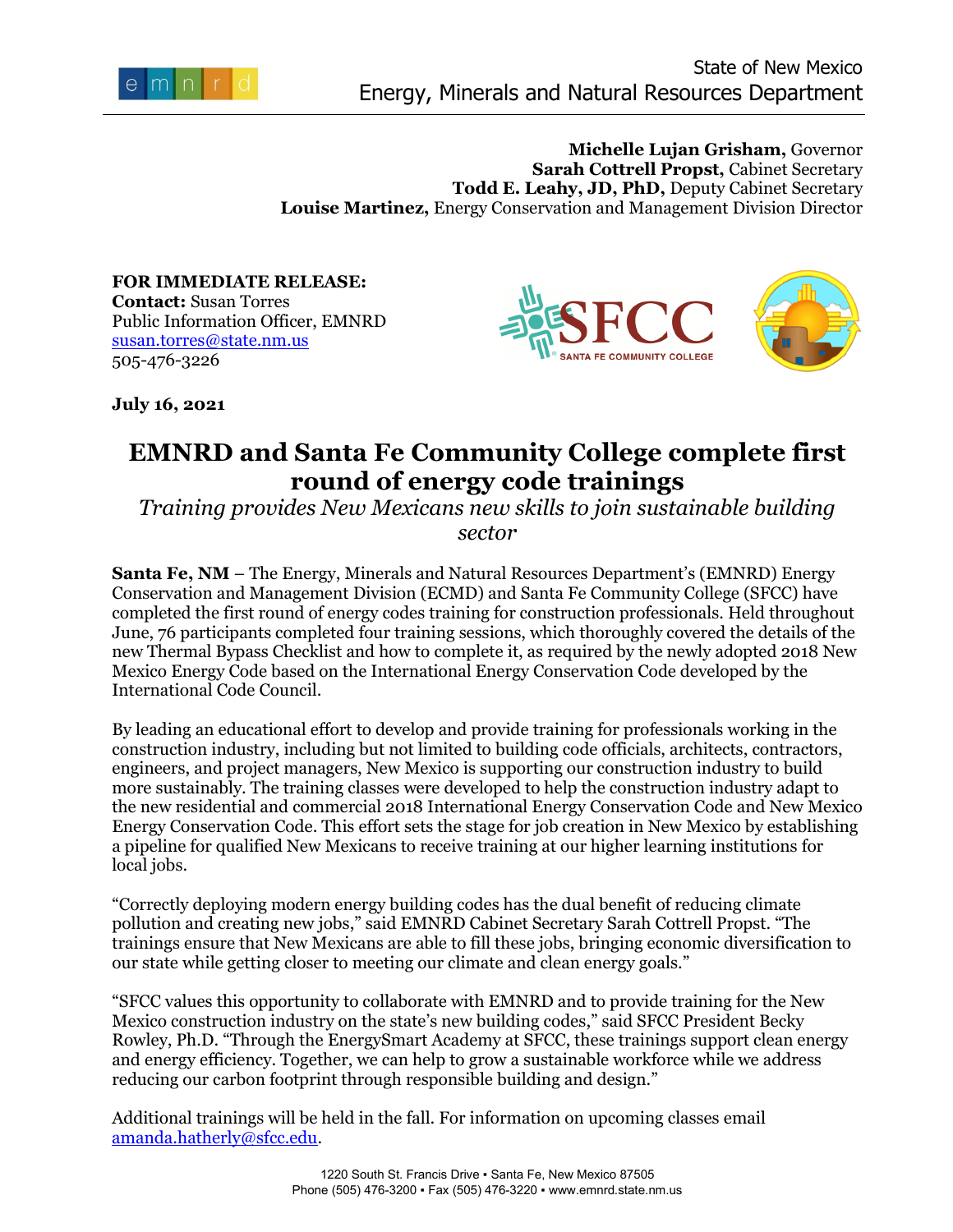State of New Mexico
Energy, Minerals and Natural Resources Department

**Michelle Lujan Grisham,** Governor
**Sarah Cottrell Propst,** Cabinet Secretary
**Todd E. Leahy, JD, PhD,** Deputy Cabinet Secretary
**Louise Martinez,** Energy Conservation and Management Division Director

**FOR IMMEDIATE RELEASE:**
**Contact:** Susan Torres
Public Information Officer, EMNRD
susan.torres@state.nm.us
505-476-3226

**July 16, 2021**

# EMNRD and Santa Fe Community College complete first round of energy code trainings

*Training provides New Mexicans new skills to join sustainable building sector*

**Santa Fe, NM** – The Energy, Minerals and Natural Resources Department's (EMNRD) Energy Conservation and Management Division (ECMD) and Santa Fe Community College (SFCC) have completed the first round of energy codes training for construction professionals. Held throughout June, 76 participants completed four training sessions, which thoroughly covered the details of the new Thermal Bypass Checklist and how to complete it, as required by the newly adopted 2018 New Mexico Energy Code based on the International Energy Conservation Code developed by the International Code Council.

By leading an educational effort to develop and provide training for professionals working in the construction industry, including but not limited to building code officials, architects, contractors, engineers, and project managers, New Mexico is supporting our construction industry to build more sustainably. The training classes were developed to help the construction industry adapt to the new residential and commercial 2018 International Energy Conservation Code and New Mexico Energy Conservation Code. This effort sets the stage for job creation in New Mexico by establishing a pipeline for qualified New Mexicans to receive training at our higher learning institutions for local jobs.

"Correctly deploying modern energy building codes has the dual benefit of reducing climate pollution and creating new jobs," said EMNRD Cabinet Secretary Sarah Cottrell Propst. "The trainings ensure that New Mexicans are able to fill these jobs, bringing economic diversification to our state while getting closer to meeting our climate and clean energy goals."

"SFCC values this opportunity to collaborate with EMNRD and to provide training for the New Mexico construction industry on the state's new building codes," said SFCC President Becky Rowley, Ph.D. "Through the EnergySmart Academy at SFCC, these trainings support clean energy and energy efficiency. Together, we can help to grow a sustainable workforce while we address reducing our carbon footprint through responsible building and design."

Additional trainings will be held in the fall. For information on upcoming classes email amanda.hatherly@sfcc.edu.

1220 South St. Francis Drive ▪ Santa Fe, New Mexico 87505
Phone (505) 476-3200 ▪ Fax (505) 476-3220 ▪ www.emnrd.state.nm.us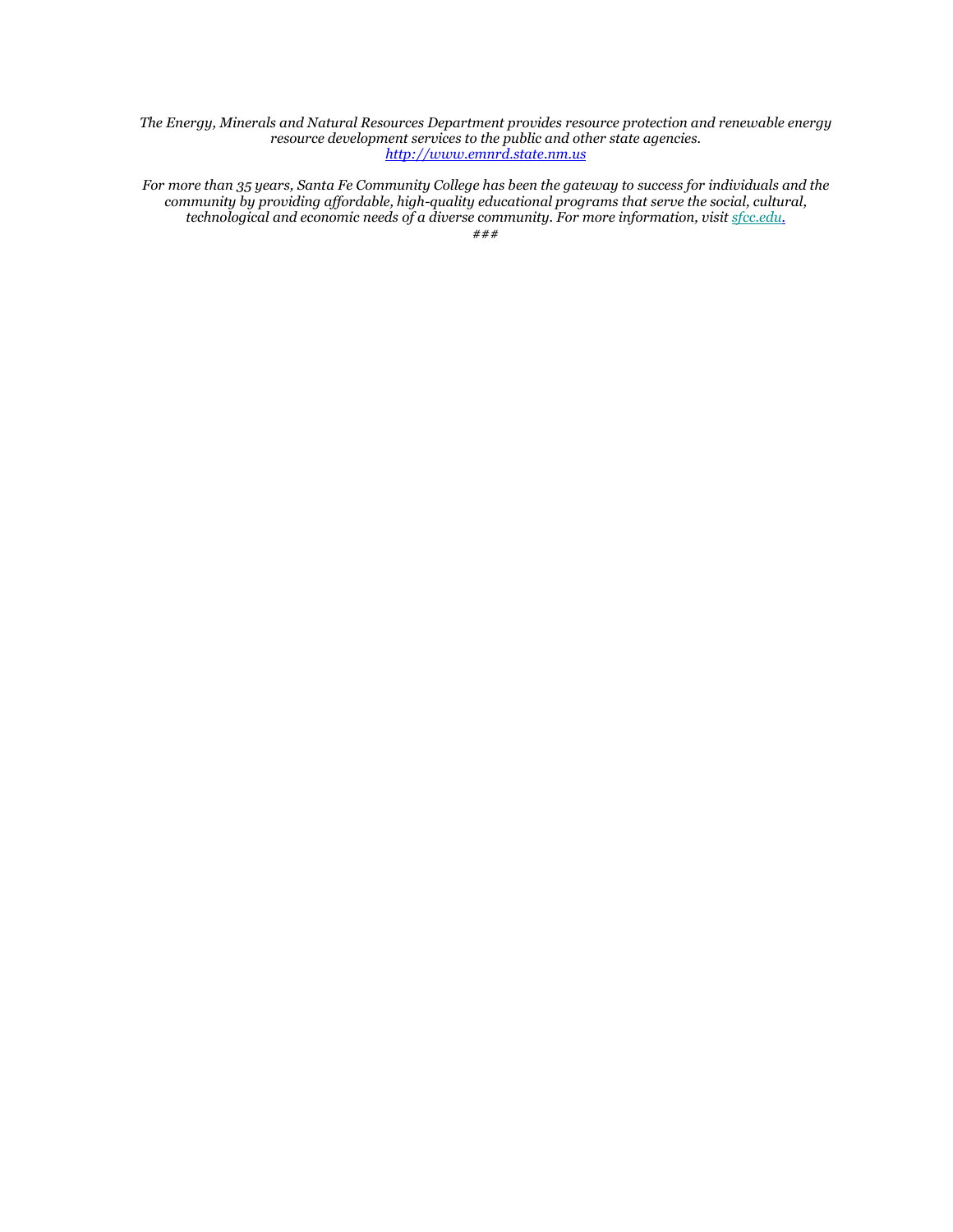*The Energy, Minerals and Natural Resources Department provides resource protection and renewable energy resource development services to the public and other state agencies.*
*[http://www.emnrd.state.nm.us](http://www.emnrd.state.nm.us)*

*For more than 35 years, Santa Fe Community College has been the gateway to success for individuals and the community by providing affordable, high-quality educational programs that serve the social, cultural, technological and economic needs of a diverse community. For more information, visit [sfcc.edu](sfcc.edu).*

*###*